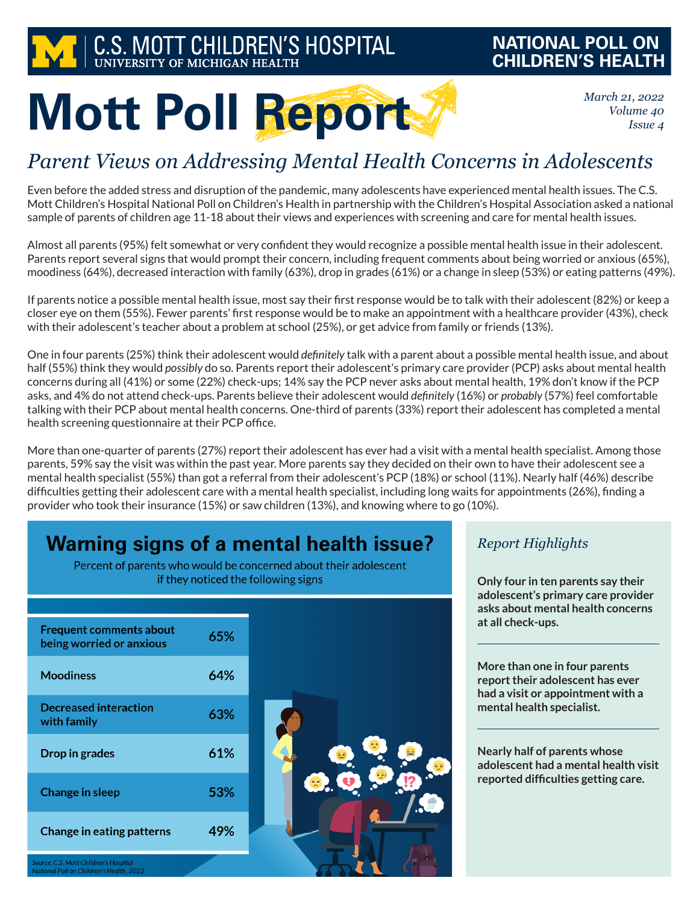C.S. MOTT CHILDREN'S HOSPITAL
UNIVERSITY OF MICHIGAN HEALTH

NATIONAL POLL ON CHILDREN'S HEALTH

# Mott Poll Report

*March 21, 2022*
*Volume 40*
*Issue 4*

## *Parent Views on Addressing Mental Health Concerns in Adolescents*

Even before the added stress and disruption of the pandemic, many adolescents have experienced mental health issues. The C.S. Mott Children's Hospital National Poll on Children's Health in partnership with the Children's Hospital Association asked a national sample of parents of children age 11-18 about their views and experiences with screening and care for mental health issues.

Almost all parents (95%) felt somewhat or very confident they would recognize a possible mental health issue in their adolescent. Parents report several signs that would prompt their concern, including frequent comments about being worried or anxious (65%), moodiness (64%), decreased interaction with family (63%), drop in grades (61%) or a change in sleep (53%) or eating patterns (49%).

If parents notice a possible mental health issue, most say their first response would be to talk with their adolescent (82%) or keep a closer eye on them (55%). Fewer parents' first response would be to make an appointment with a healthcare provider (43%), check with their adolescent's teacher about a problem at school (25%), or get advice from family or friends (13%).

One in four parents (25%) think their adolescent would *definitely* talk with a parent about a possible mental health issue, and about half (55%) think they would *possibly* do so. Parents report their adolescent's primary care provider (PCP) asks about mental health concerns during all (41%) or some (22%) check-ups; 14% say the PCP never asks about mental health, 19% don't know if the PCP asks, and 4% do not attend check-ups. Parents believe their adolescent would *definitely* (16%) or *probably* (57%) feel comfortable talking with their PCP about mental health concerns. One-third of parents (33%) report their adolescent has completed a mental health screening questionnaire at their PCP office.

More than one-quarter of parents (27%) report their adolescent has ever had a visit with a mental health specialist. Among those parents, 59% say the visit was within the past year. More parents say they decided on their own to have their adolescent see a mental health specialist (55%) than got a referral from their adolescent's PCP (18%) or school (11%). Nearly half (46%) describe difficulties getting their adolescent care with a mental health specialist, including long waits for appointments (26%), finding a provider who took their insurance (15%) or saw children (13%), and knowing where to go (10%).

### Warning signs of a mental health issue?

Percent of parents who would be concerned about their adolescent if they noticed the following signs

| Sign | Percent |
|---|---|
| Frequent comments about being worried or anxious | 65% |
| Moodiness | 64% |
| Decreased interaction with family | 63% |
| Drop in grades | 61% |
| Change in sleep | 53% |
| Change in eating patterns | 49% |

*Source: C.S. Mott Children's Hospital National Poll on Children's Health, 2022*

### *Report Highlights*

**Only four in ten parents say their adolescent's primary care provider asks about mental health concerns at all check-ups.**

**More than one in four parents report their adolescent has ever had a visit or appointment with a mental health specialist.**

**Nearly half of parents whose adolescent had a mental health visit reported difficulties getting care.**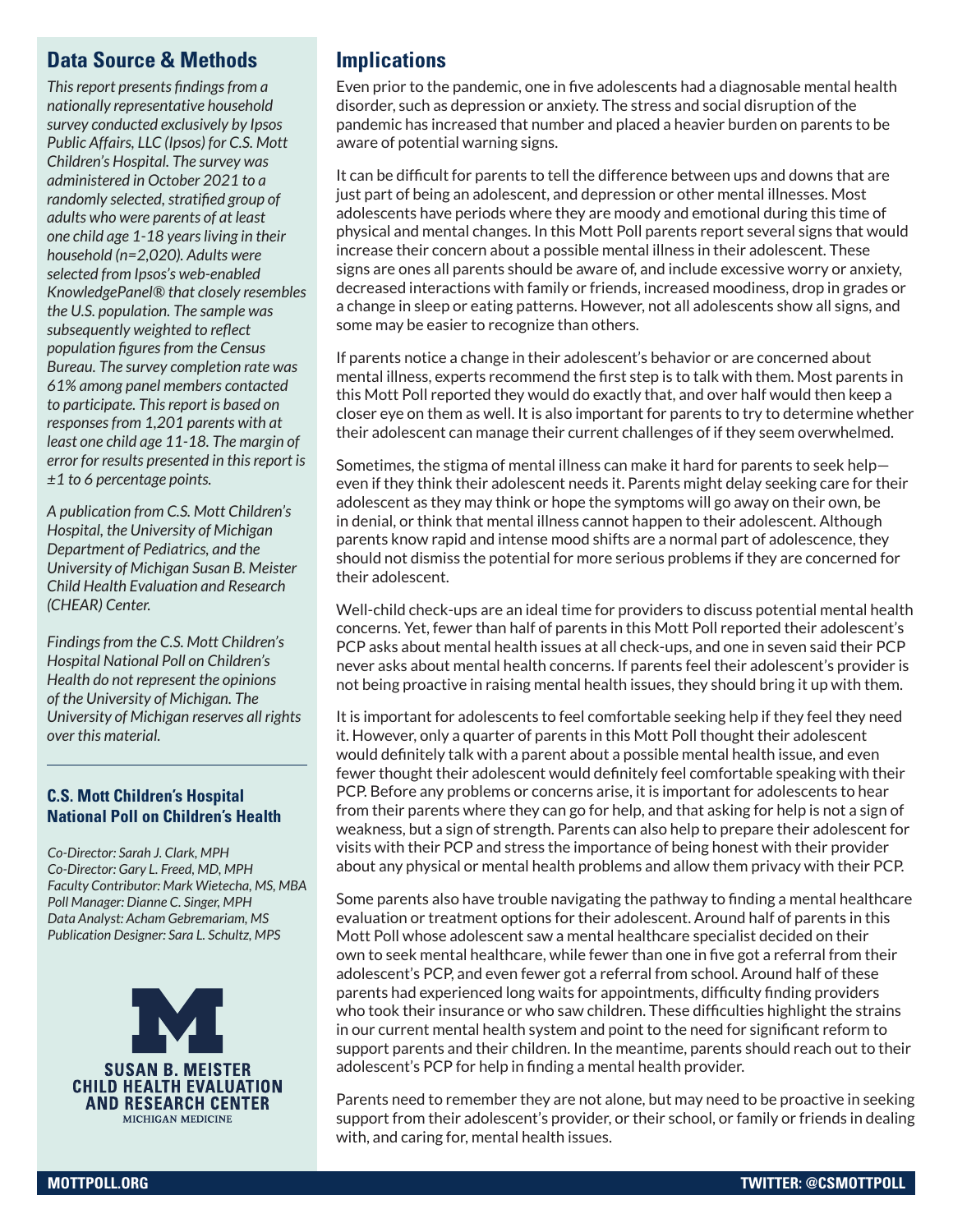## Data Source & Methods

*This report presents findings from a nationally representative household survey conducted exclusively by Ipsos Public Affairs, LLC (Ipsos) for C.S. Mott Children's Hospital. The survey was administered in October 2021 to a randomly selected, stratified group of adults who were parents of at least one child age 1-18 years living in their household (n=2,020). Adults were selected from Ipsos's web-enabled KnowledgePanel® that closely resembles the U.S. population. The sample was subsequently weighted to reflect population figures from the Census Bureau. The survey completion rate was 61% among panel members contacted to participate. This report is based on responses from 1,201 parents with at least one child age 11-18. The margin of error for results presented in this report is ±1 to 6 percentage points.*

*A publication from C.S. Mott Children's Hospital, the University of Michigan Department of Pediatrics, and the University of Michigan Susan B. Meister Child Health Evaluation and Research (CHEAR) Center.*

*Findings from the C.S. Mott Children's Hospital National Poll on Children's Health do not represent the opinions of the University of Michigan. The University of Michigan reserves all rights over this material.*

### C.S. Mott Children's Hospital National Poll on Children's Health

*Co-Director: Sarah J. Clark, MPH*
*Co-Director: Gary L. Freed, MD, MPH*
*Faculty Contributor: Mark Wietecha, MS, MBA*
*Poll Manager: Dianne C. Singer, MPH*
*Data Analyst: Acham Gebremariam, MS*
*Publication Designer: Sara L. Schultz, MPS*

SUSAN B. MEISTER
CHILD HEALTH EVALUATION
AND RESEARCH CENTER
MICHIGAN MEDICINE

## Implications

Even prior to the pandemic, one in five adolescents had a diagnosable mental health disorder, such as depression or anxiety. The stress and social disruption of the pandemic has increased that number and placed a heavier burden on parents to be aware of potential warning signs.

It can be difficult for parents to tell the difference between ups and downs that are just part of being an adolescent, and depression or other mental illnesses. Most adolescents have periods where they are moody and emotional during this time of physical and mental changes. In this Mott Poll parents report several signs that would increase their concern about a possible mental illness in their adolescent. These signs are ones all parents should be aware of, and include excessive worry or anxiety, decreased interactions with family or friends, increased moodiness, drop in grades or a change in sleep or eating patterns. However, not all adolescents show all signs, and some may be easier to recognize than others.

If parents notice a change in their adolescent's behavior or are concerned about mental illness, experts recommend the first step is to talk with them. Most parents in this Mott Poll reported they would do exactly that, and over half would then keep a closer eye on them as well. It is also important for parents to try to determine whether their adolescent can manage their current challenges of if they seem overwhelmed.

Sometimes, the stigma of mental illness can make it hard for parents to seek help—even if they think their adolescent needs it. Parents might delay seeking care for their adolescent as they may think or hope the symptoms will go away on their own, be in denial, or think that mental illness cannot happen to their adolescent. Although parents know rapid and intense mood shifts are a normal part of adolescence, they should not dismiss the potential for more serious problems if they are concerned for their adolescent.

Well-child check-ups are an ideal time for providers to discuss potential mental health concerns. Yet, fewer than half of parents in this Mott Poll reported their adolescent's PCP asks about mental health issues at all check-ups, and one in seven said their PCP never asks about mental health concerns. If parents feel their adolescent's provider is not being proactive in raising mental health issues, they should bring it up with them.

It is important for adolescents to feel comfortable seeking help if they feel they need it. However, only a quarter of parents in this Mott Poll thought their adolescent would definitely talk with a parent about a possible mental health issue, and even fewer thought their adolescent would definitely feel comfortable speaking with their PCP. Before any problems or concerns arise, it is important for adolescents to hear from their parents where they can go for help, and that asking for help is not a sign of weakness, but a sign of strength. Parents can also help to prepare their adolescent for visits with their PCP and stress the importance of being honest with their provider about any physical or mental health problems and allow them privacy with their PCP.

Some parents also have trouble navigating the pathway to finding a mental healthcare evaluation or treatment options for their adolescent. Around half of parents in this Mott Poll whose adolescent saw a mental healthcare specialist decided on their own to seek mental healthcare, while fewer than one in five got a referral from their adolescent's PCP, and even fewer got a referral from school. Around half of these parents had experienced long waits for appointments, difficulty finding providers who took their insurance or who saw children. These difficulties highlight the strains in our current mental health system and point to the need for significant reform to support parents and their children. In the meantime, parents should reach out to their adolescent's PCP for help in finding a mental health provider.

Parents need to remember they are not alone, but may need to be proactive in seeking support from their adolescent's provider, or their school, or family or friends in dealing with, and caring for, mental health issues.

MOTTPOLL.ORG TWITTER: @CSMOTTPOLL